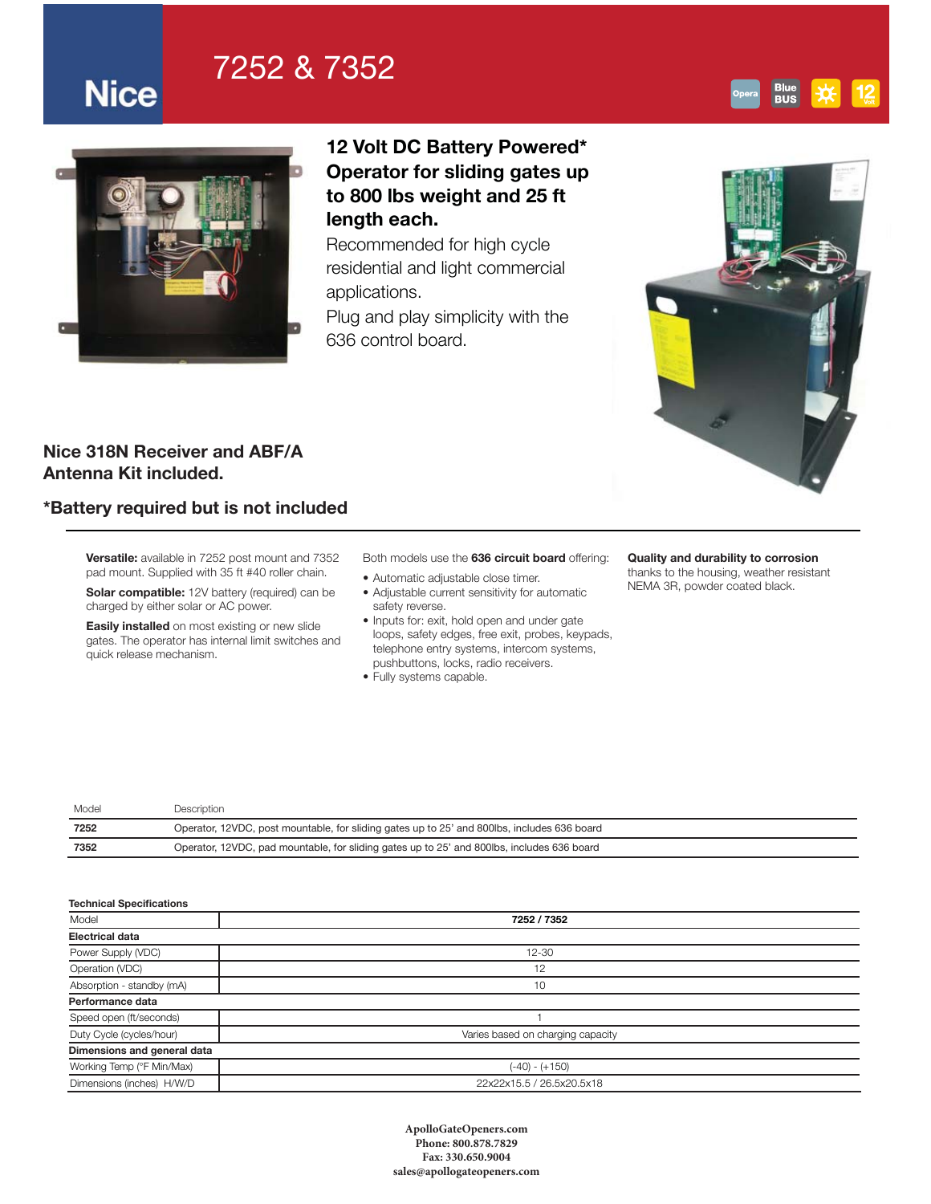# 7252 & 7352

Nice

Opera | Blue BUS | 12 Volt

## 12 Volt DC Battery Powered* Operator for sliding gates up to 800 lbs weight and 25 ft length each.

Recommended for high cycle residential and light commercial applications.

Plug and play simplicity with the 636 control board.

### Nice 318N Receiver and ABF/A Antenna Kit included.

### *Battery required but is not included

**Versatile:** available in 7252 post mount and 7352 pad mount. Supplied with 35 ft #40 roller chain.

**Solar compatible:** 12V battery (required) can be charged by either solar or AC power.

**Easily installed** on most existing or new slide gates. The operator has internal limit switches and quick release mechanism.

Both models use the **636 circuit board** offering:

- Automatic adjustable close timer.
- Adjustable current sensitivity for automatic safety reverse.
- Inputs for: exit, hold open and under gate loops, safety edges, free exit, probes, keypads, telephone entry systems, intercom systems, pushbuttons, locks, radio receivers.
- Fully systems capable.

**Quality and durability to corrosion** thanks to the housing, weather resistant NEMA 3R, powder coated black.

| Model | Description |
|---|---|
| **7252** | Operator, 12VDC, post mountable, for sliding gates up to 25' and 800lbs, includes 636 board |
| **7352** | Operator, 12VDC, pad mountable, for sliding gates up to 25' and 800lbs, includes 636 board |

**Technical Specifications**

| Model | **7252 / 7352** |
|---|---|
| **Electrical data** | |
| Power Supply (VDC) | 12-30 |
| Operation (VDC) | 12 |
| Absorption - standby (mA) | 10 |
| **Performance data** | |
| Speed open (ft/seconds) | 1 |
| Duty Cycle (cycles/hour) | Varies based on charging capacity |
| **Dimensions and general data** | |
| Working Temp (°F Min/Max) | (-40) - (+150) |
| Dimensions (inches) H/W/D | 22x22x15.5 / 26.5x20.5x18 |

**ApolloGateOpeners.com**
**Phone: 800.878.7829**
**Fax: 330.650.9004**
**sales@apollogateopeners.com**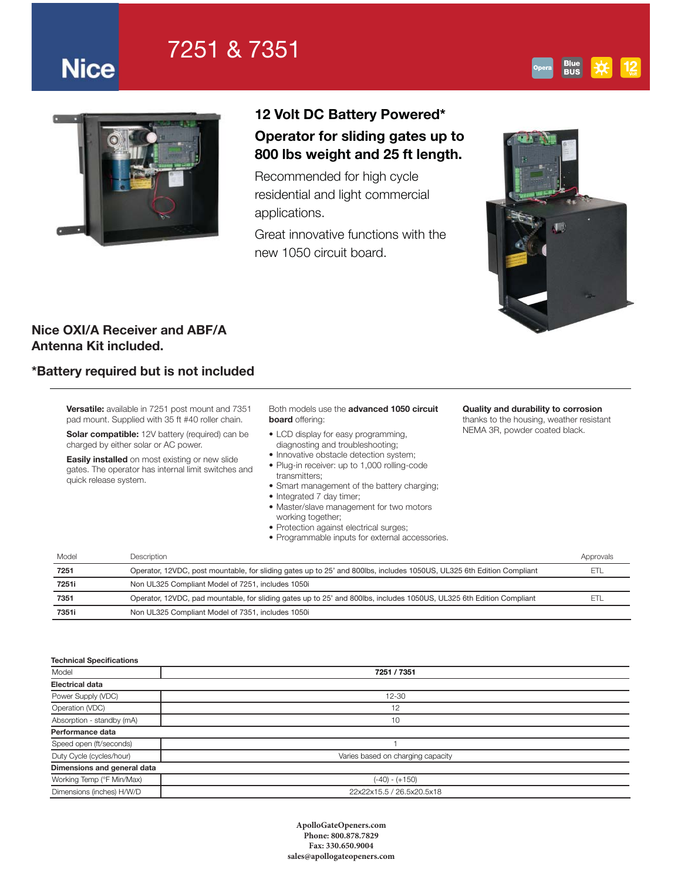# Nice

# 7251 & 7351

Opera · Blue BUS · 12 Volt

## 12 Volt DC Battery Powered*

## Operator for sliding gates up to 800 lbs weight and 25 ft length.

Recommended for high cycle residential and light commercial applications.

Great innovative functions with the new 1050 circuit board.

### Nice OXI/A Receiver and ABF/A Antenna Kit included.

### *Battery required but is not included

**Versatile:** available in 7251 post mount and 7351 pad mount. Supplied with 35 ft #40 roller chain.

**Solar compatible:** 12V battery (required) can be charged by either solar or AC power.

**Easily installed** on most existing or new slide gates. The operator has internal limit switches and quick release system.

Both models use the **advanced 1050 circuit board** offering:

- LCD display for easy programming, diagnosting and troubleshooting;
- Innovative obstacle detection system;
- Plug-in receiver: up to 1,000 rolling-code transmitters;
- Smart management of the battery charging;
- Integrated 7 day timer;
- Master/slave management for two motors working together;
- Protection against electrical surges;
- Programmable inputs for external accessories.

**Quality and durability to corrosion** thanks to the housing, weather resistant NEMA 3R, powder coated black.

| Model | Description | Approvals |
|---|---|---|
| **7251** | Operator, 12VDC, post mountable, for sliding gates up to 25' and 800lbs, includes 1050US, UL325 6th Edition Compliant | ETL |
| **7251i** | Non UL325 Compliant Model of 7251, includes 1050i | |
| **7351** | Operator, 12VDC, pad mountable, for sliding gates up to 25' and 800lbs, includes 1050US, UL325 6th Edition Compliant | ETL |
| **7351i** | Non UL325 Compliant Model of 7351, includes 1050i | |

**Technical Specifications**

| Model | 7251 / 7351 |
|---|---|
| **Electrical data** | |
| Power Supply (VDC) | 12-30 |
| Operation (VDC) | 12 |
| Absorption - standby (mA) | 10 |
| **Performance data** | |
| Speed open (ft/seconds) | 1 |
| Duty Cycle (cycles/hour) | Varies based on charging capacity |
| **Dimensions and general data** | |
| Working Temp (°F Min/Max) | (-40) - (+150) |
| Dimensions (inches) H/W/D | 22x22x15.5 / 26.5x20.5x18 |

**ApolloGateOpeners.com**
**Phone: 800.878.7829**
**Fax: 330.650.9004**
**sales@apollogateopeners.com**